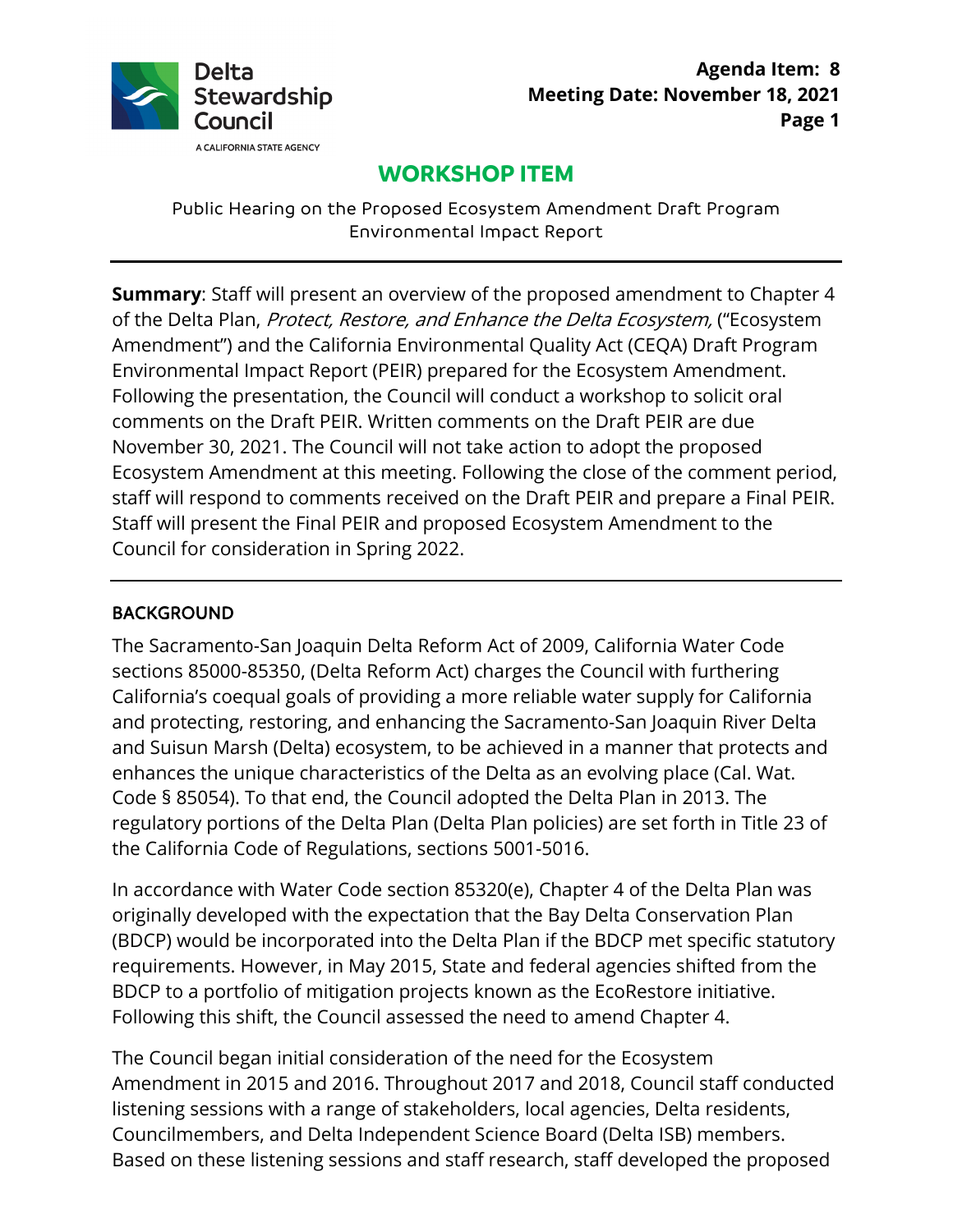Delta Stewardship Council

A CALIFORNIA STATE AGENCY

**Agenda Item: 8**
**Meeting Date: November 18, 2021**

# WORKSHOP ITEM

Public Hearing on the Proposed Ecosystem Amendment Draft Program Environmental Impact Report

---

**Summary**: Staff will present an overview of the proposed amendment to Chapter 4 of the Delta Plan, *Protect, Restore, and Enhance the Delta Ecosystem,* ("Ecosystem Amendment") and the California Environmental Quality Act (CEQA) Draft Program Environmental Impact Report (PEIR) prepared for the Ecosystem Amendment. Following the presentation, the Council will conduct a workshop to solicit oral comments on the Draft PEIR. Written comments on the Draft PEIR are due November 30, 2021. The Council will not take action to adopt the proposed Ecosystem Amendment at this meeting. Following the close of the comment period, staff will respond to comments received on the Draft PEIR and prepare a Final PEIR. Staff will present the Final PEIR and proposed Ecosystem Amendment to the Council for consideration in Spring 2022.

---

## BACKGROUND

The Sacramento-San Joaquin Delta Reform Act of 2009, California Water Code sections 85000-85350, (Delta Reform Act) charges the Council with furthering California's coequal goals of providing a more reliable water supply for California and protecting, restoring, and enhancing the Sacramento-San Joaquin River Delta and Suisun Marsh (Delta) ecosystem, to be achieved in a manner that protects and enhances the unique characteristics of the Delta as an evolving place (Cal. Wat. Code § 85054). To that end, the Council adopted the Delta Plan in 2013. The regulatory portions of the Delta Plan (Delta Plan policies) are set forth in Title 23 of the California Code of Regulations, sections 5001-5016.

In accordance with Water Code section 85320(e), Chapter 4 of the Delta Plan was originally developed with the expectation that the Bay Delta Conservation Plan (BDCP) would be incorporated into the Delta Plan if the BDCP met specific statutory requirements. However, in May 2015, State and federal agencies shifted from the BDCP to a portfolio of mitigation projects known as the EcoRestore initiative. Following this shift, the Council assessed the need to amend Chapter 4.

The Council began initial consideration of the need for the Ecosystem Amendment in 2015 and 2016. Throughout 2017 and 2018, Council staff conducted listening sessions with a range of stakeholders, local agencies, Delta residents, Councilmembers, and Delta Independent Science Board (Delta ISB) members. Based on these listening sessions and staff research, staff developed the proposed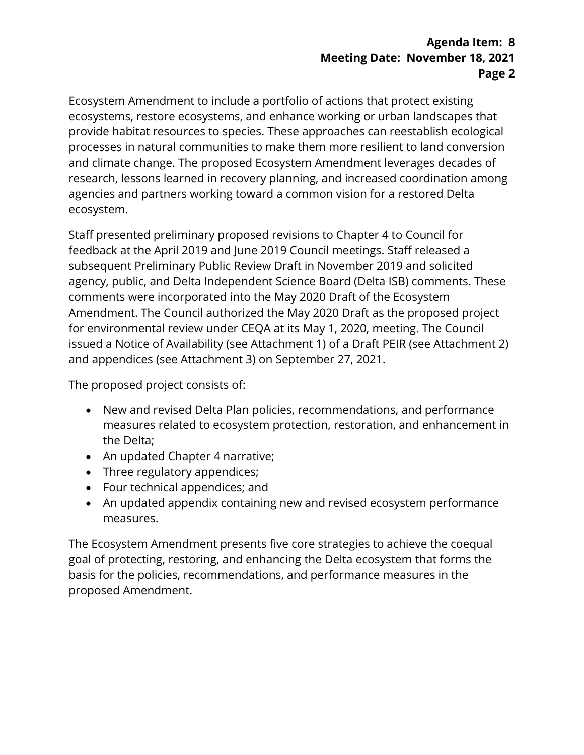Ecosystem Amendment to include a portfolio of actions that protect existing ecosystems, restore ecosystems, and enhance working or urban landscapes that provide habitat resources to species. These approaches can reestablish ecological processes in natural communities to make them more resilient to land conversion and climate change. The proposed Ecosystem Amendment leverages decades of research, lessons learned in recovery planning, and increased coordination among agencies and partners working toward a common vision for a restored Delta ecosystem.

Staff presented preliminary proposed revisions to Chapter 4 to Council for feedback at the April 2019 and June 2019 Council meetings. Staff released a subsequent Preliminary Public Review Draft in November 2019 and solicited agency, public, and Delta Independent Science Board (Delta ISB) comments. These comments were incorporated into the May 2020 Draft of the Ecosystem Amendment. The Council authorized the May 2020 Draft as the proposed project for environmental review under CEQA at its May 1, 2020, meeting. The Council issued a Notice of Availability (see Attachment 1) of a Draft PEIR (see Attachment 2) and appendices (see Attachment 3) on September 27, 2021.

The proposed project consists of:

- New and revised Delta Plan policies, recommendations, and performance measures related to ecosystem protection, restoration, and enhancement in the Delta;
- An updated Chapter 4 narrative;
- Three regulatory appendices;
- Four technical appendices; and
- An updated appendix containing new and revised ecosystem performance measures.

The Ecosystem Amendment presents five core strategies to achieve the coequal goal of protecting, restoring, and enhancing the Delta ecosystem that forms the basis for the policies, recommendations, and performance measures in the proposed Amendment.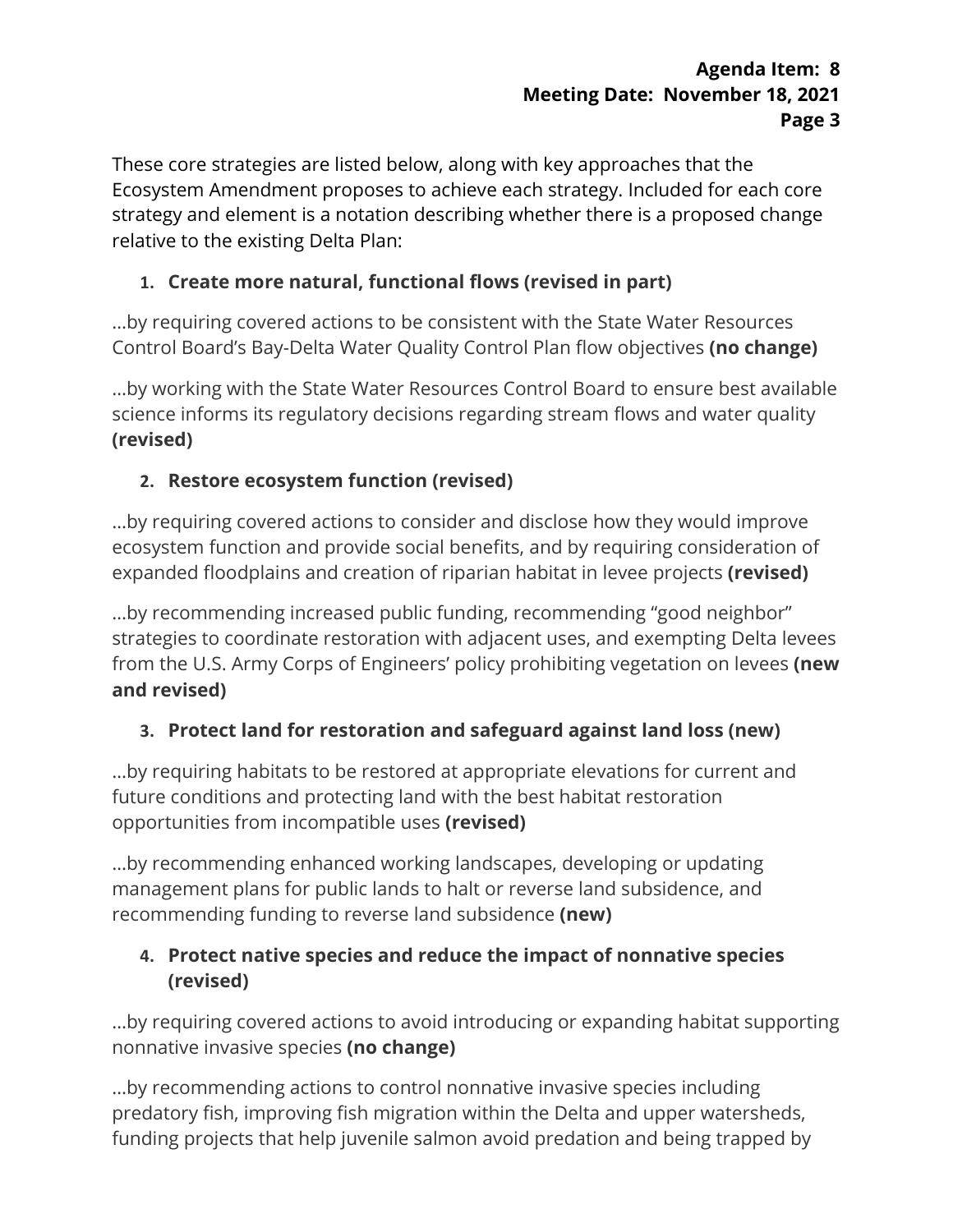These core strategies are listed below, along with key approaches that the Ecosystem Amendment proposes to achieve each strategy. Included for each core strategy and element is a notation describing whether there is a proposed change relative to the existing Delta Plan:

1. **Create more natural, functional flows (revised in part)**

…by requiring covered actions to be consistent with the State Water Resources Control Board's Bay-Delta Water Quality Control Plan flow objectives **(no change)**

…by working with the State Water Resources Control Board to ensure best available science informs its regulatory decisions regarding stream flows and water quality **(revised)**

2. **Restore ecosystem function (revised)**

…by requiring covered actions to consider and disclose how they would improve ecosystem function and provide social benefits, and by requiring consideration of expanded floodplains and creation of riparian habitat in levee projects **(revised)**

…by recommending increased public funding, recommending "good neighbor" strategies to coordinate restoration with adjacent uses, and exempting Delta levees from the U.S. Army Corps of Engineers' policy prohibiting vegetation on levees **(new and revised)**

3. **Protect land for restoration and safeguard against land loss (new)**

…by requiring habitats to be restored at appropriate elevations for current and future conditions and protecting land with the best habitat restoration opportunities from incompatible uses **(revised)**

…by recommending enhanced working landscapes, developing or updating management plans for public lands to halt or reverse land subsidence, and recommending funding to reverse land subsidence **(new)**

4. **Protect native species and reduce the impact of nonnative species (revised)**

…by requiring covered actions to avoid introducing or expanding habitat supporting nonnative invasive species **(no change)**

…by recommending actions to control nonnative invasive species including predatory fish, improving fish migration within the Delta and upper watersheds, funding projects that help juvenile salmon avoid predation and being trapped by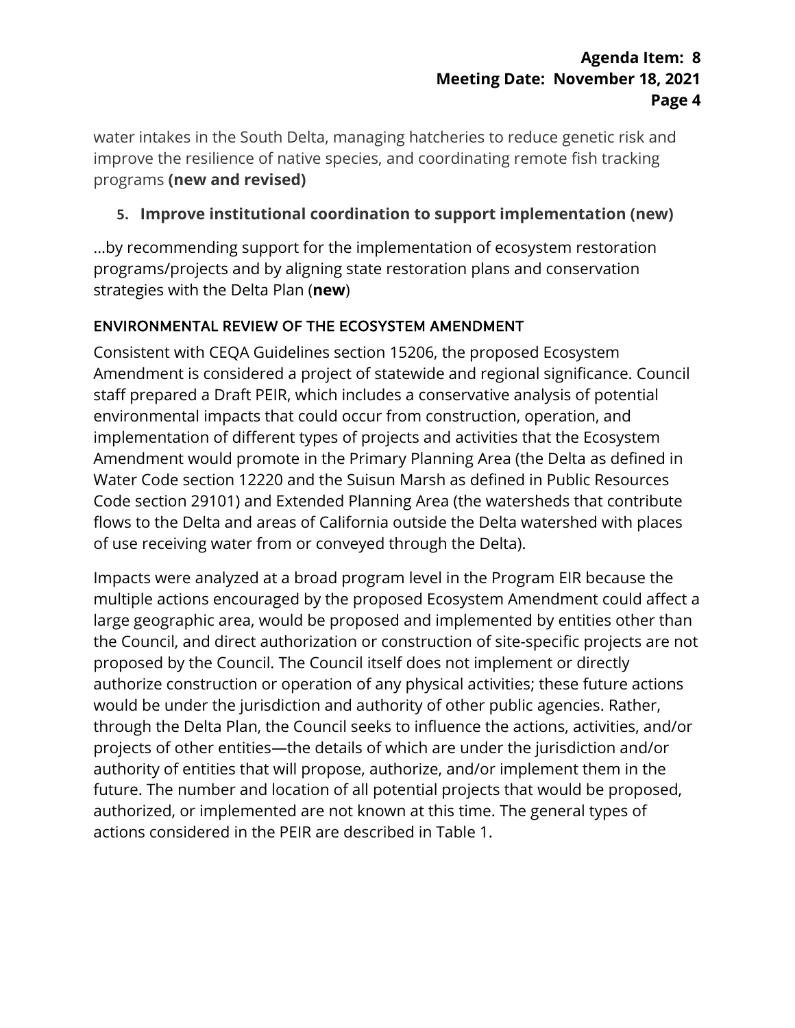water intakes in the South Delta, managing hatcheries to reduce genetic risk and improve the resilience of native species, and coordinating remote fish tracking programs **(new and revised)**

5. **Improve institutional coordination to support implementation (new)**

…by recommending support for the implementation of ecosystem restoration programs/projects and by aligning state restoration plans and conservation strategies with the Delta Plan (**new**)

## ENVIRONMENTAL REVIEW OF THE ECOSYSTEM AMENDMENT

Consistent with CEQA Guidelines section 15206, the proposed Ecosystem Amendment is considered a project of statewide and regional significance. Council staff prepared a Draft PEIR, which includes a conservative analysis of potential environmental impacts that could occur from construction, operation, and implementation of different types of projects and activities that the Ecosystem Amendment would promote in the Primary Planning Area (the Delta as defined in Water Code section 12220 and the Suisun Marsh as defined in Public Resources Code section 29101) and Extended Planning Area (the watersheds that contribute flows to the Delta and areas of California outside the Delta watershed with places of use receiving water from or conveyed through the Delta).

Impacts were analyzed at a broad program level in the Program EIR because the multiple actions encouraged by the proposed Ecosystem Amendment could affect a large geographic area, would be proposed and implemented by entities other than the Council, and direct authorization or construction of site-specific projects are not proposed by the Council. The Council itself does not implement or directly authorize construction or operation of any physical activities; these future actions would be under the jurisdiction and authority of other public agencies. Rather, through the Delta Plan, the Council seeks to influence the actions, activities, and/or projects of other entities—the details of which are under the jurisdiction and/or authority of entities that will propose, authorize, and/or implement them in the future. The number and location of all potential projects that would be proposed, authorized, or implemented are not known at this time. The general types of actions considered in the PEIR are described in Table 1.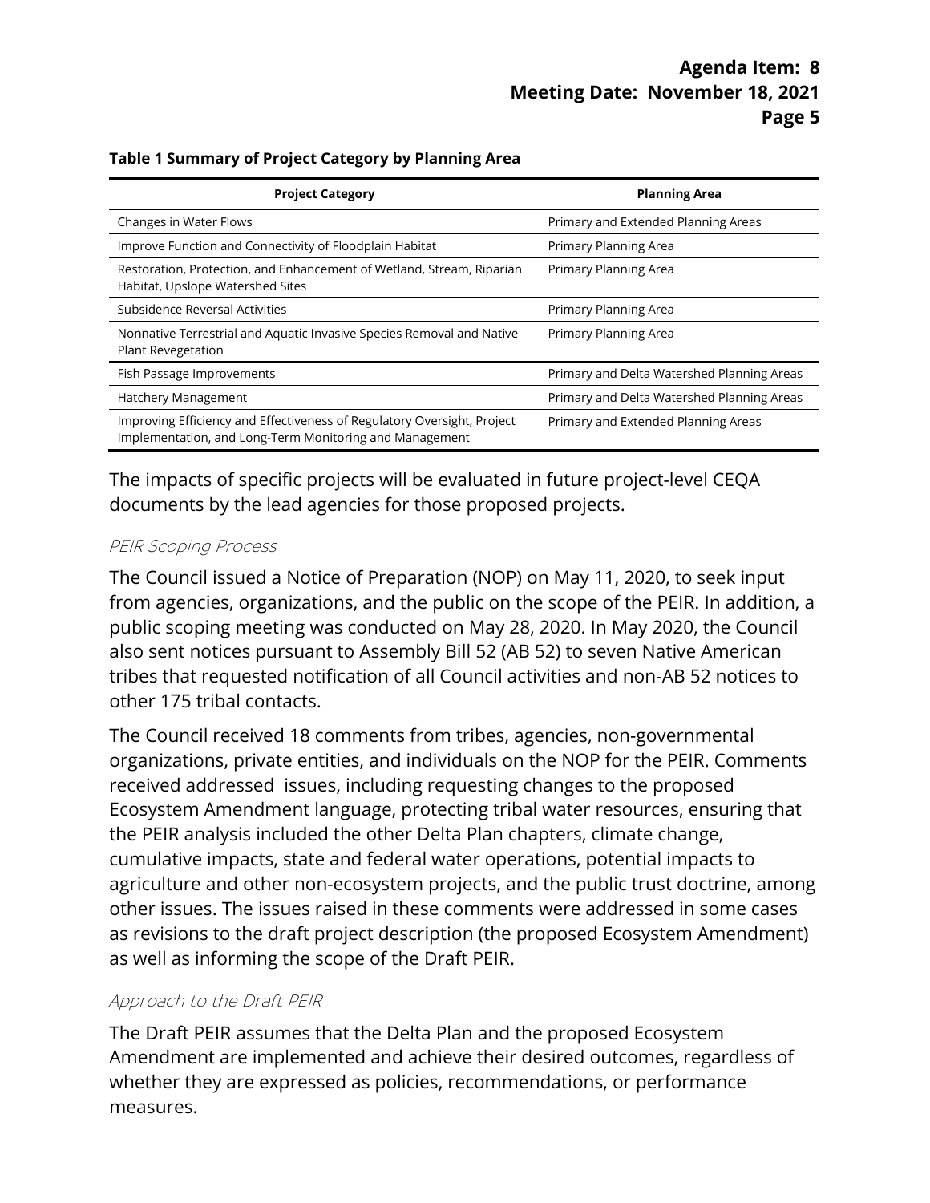**Table 1 Summary of Project Category by Planning Area**

| Project Category | Planning Area |
| --- | --- |
| Changes in Water Flows | Primary and Extended Planning Areas |
| Improve Function and Connectivity of Floodplain Habitat | Primary Planning Area |
| Restoration, Protection, and Enhancement of Wetland, Stream, Riparian Habitat, Upslope Watershed Sites | Primary Planning Area |
| Subsidence Reversal Activities | Primary Planning Area |
| Nonnative Terrestrial and Aquatic Invasive Species Removal and Native Plant Revegetation | Primary Planning Area |
| Fish Passage Improvements | Primary and Delta Watershed Planning Areas |
| Hatchery Management | Primary and Delta Watershed Planning Areas |
| Improving Efficiency and Effectiveness of Regulatory Oversight, Project Implementation, and Long-Term Monitoring and Management | Primary and Extended Planning Areas |

The impacts of specific projects will be evaluated in future project-level CEQA documents by the lead agencies for those proposed projects.

*PEIR Scoping Process*

The Council issued a Notice of Preparation (NOP) on May 11, 2020, to seek input from agencies, organizations, and the public on the scope of the PEIR. In addition, a public scoping meeting was conducted on May 28, 2020. In May 2020, the Council also sent notices pursuant to Assembly Bill 52 (AB 52) to seven Native American tribes that requested notification of all Council activities and non-AB 52 notices to other 175 tribal contacts.

The Council received 18 comments from tribes, agencies, non-governmental organizations, private entities, and individuals on the NOP for the PEIR. Comments received addressed issues, including requesting changes to the proposed Ecosystem Amendment language, protecting tribal water resources, ensuring that the PEIR analysis included the other Delta Plan chapters, climate change, cumulative impacts, state and federal water operations, potential impacts to agriculture and other non-ecosystem projects, and the public trust doctrine, among other issues. The issues raised in these comments were addressed in some cases as revisions to the draft project description (the proposed Ecosystem Amendment) as well as informing the scope of the Draft PEIR.

*Approach to the Draft PEIR*

The Draft PEIR assumes that the Delta Plan and the proposed Ecosystem Amendment are implemented and achieve their desired outcomes, regardless of whether they are expressed as policies, recommendations, or performance measures.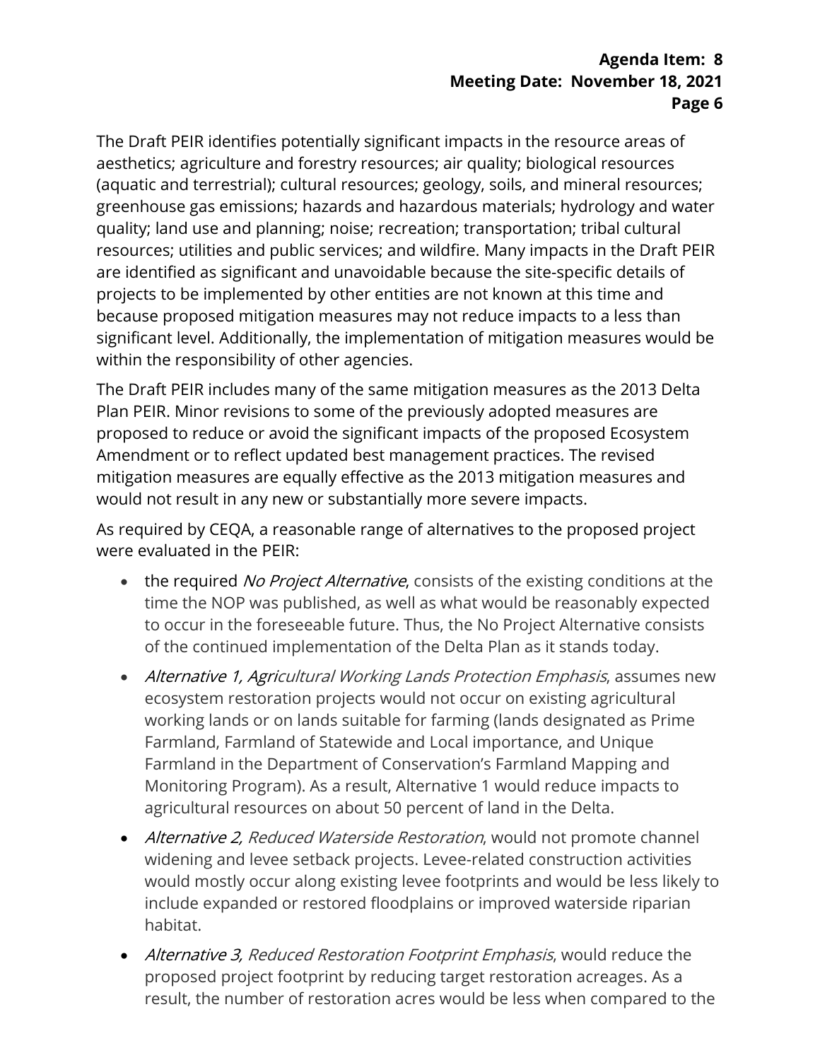The Draft PEIR identifies potentially significant impacts in the resource areas of aesthetics; agriculture and forestry resources; air quality; biological resources (aquatic and terrestrial); cultural resources; geology, soils, and mineral resources; greenhouse gas emissions; hazards and hazardous materials; hydrology and water quality; land use and planning; noise; recreation; transportation; tribal cultural resources; utilities and public services; and wildfire. Many impacts in the Draft PEIR are identified as significant and unavoidable because the site-specific details of projects to be implemented by other entities are not known at this time and because proposed mitigation measures may not reduce impacts to a less than significant level. Additionally, the implementation of mitigation measures would be within the responsibility of other agencies.

The Draft PEIR includes many of the same mitigation measures as the 2013 Delta Plan PEIR. Minor revisions to some of the previously adopted measures are proposed to reduce or avoid the significant impacts of the proposed Ecosystem Amendment or to reflect updated best management practices. The revised mitigation measures are equally effective as the 2013 mitigation measures and would not result in any new or substantially more severe impacts.

As required by CEQA, a reasonable range of alternatives to the proposed project were evaluated in the PEIR:

- the required *No Project Alternative*, consists of the existing conditions at the time the NOP was published, as well as what would be reasonably expected to occur in the foreseeable future. Thus, the No Project Alternative consists of the continued implementation of the Delta Plan as it stands today.
- *Alternative 1, Agricultural Working Lands Protection Emphasis*, assumes new ecosystem restoration projects would not occur on existing agricultural working lands or on lands suitable for farming (lands designated as Prime Farmland, Farmland of Statewide and Local importance, and Unique Farmland in the Department of Conservation's Farmland Mapping and Monitoring Program). As a result, Alternative 1 would reduce impacts to agricultural resources on about 50 percent of land in the Delta.
- *Alternative 2, Reduced Waterside Restoration*, would not promote channel widening and levee setback projects. Levee-related construction activities would mostly occur along existing levee footprints and would be less likely to include expanded or restored floodplains or improved waterside riparian habitat.
- *Alternative 3, Reduced Restoration Footprint Emphasis*, would reduce the proposed project footprint by reducing target restoration acreages. As a result, the number of restoration acres would be less when compared to the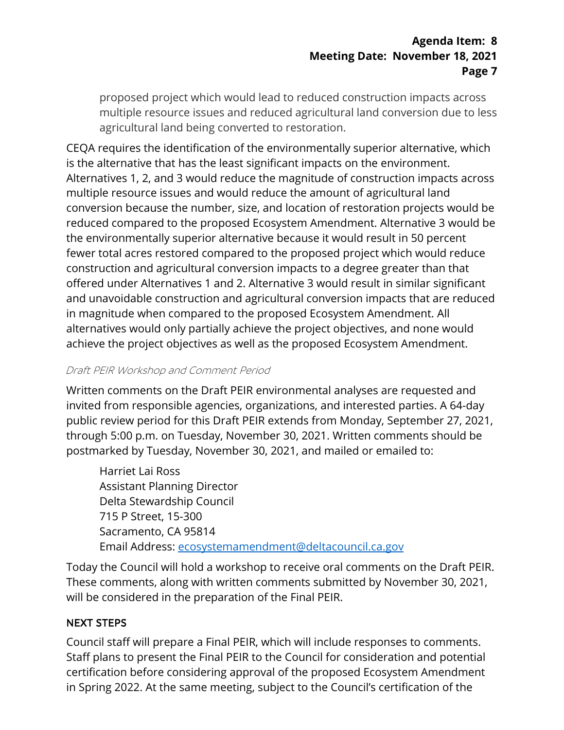proposed project which would lead to reduced construction impacts across multiple resource issues and reduced agricultural land conversion due to less agricultural land being converted to restoration.

CEQA requires the identification of the environmentally superior alternative, which is the alternative that has the least significant impacts on the environment. Alternatives 1, 2, and 3 would reduce the magnitude of construction impacts across multiple resource issues and would reduce the amount of agricultural land conversion because the number, size, and location of restoration projects would be reduced compared to the proposed Ecosystem Amendment. Alternative 3 would be the environmentally superior alternative because it would result in 50 percent fewer total acres restored compared to the proposed project which would reduce construction and agricultural conversion impacts to a degree greater than that offered under Alternatives 1 and 2. Alternative 3 would result in similar significant and unavoidable construction and agricultural conversion impacts that are reduced in magnitude when compared to the proposed Ecosystem Amendment. All alternatives would only partially achieve the project objectives, and none would achieve the project objectives as well as the proposed Ecosystem Amendment.

*Draft PEIR Workshop and Comment Period*

Written comments on the Draft PEIR environmental analyses are requested and invited from responsible agencies, organizations, and interested parties. A 64-day public review period for this Draft PEIR extends from Monday, September 27, 2021, through 5:00 p.m. on Tuesday, November 30, 2021. Written comments should be postmarked by Tuesday, November 30, 2021, and mailed or emailed to:

Harriet Lai Ross
Assistant Planning Director
Delta Stewardship Council
715 P Street, 15-300
Sacramento, CA 95814
Email Address: ecosystemamendment@deltacouncil.ca.gov

Today the Council will hold a workshop to receive oral comments on the Draft PEIR. These comments, along with written comments submitted by November 30, 2021, will be considered in the preparation of the Final PEIR.

## NEXT STEPS

Council staff will prepare a Final PEIR, which will include responses to comments. Staff plans to present the Final PEIR to the Council for consideration and potential certification before considering approval of the proposed Ecosystem Amendment in Spring 2022. At the same meeting, subject to the Council's certification of the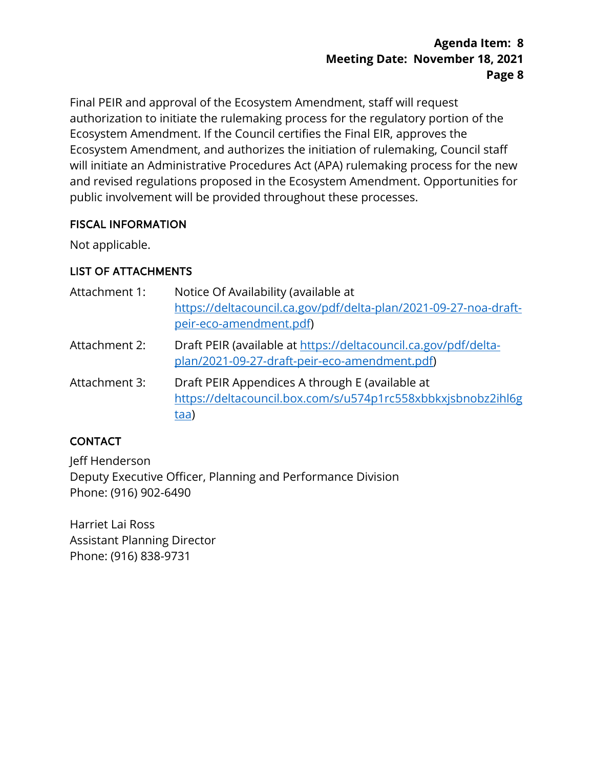Final PEIR and approval of the Ecosystem Amendment, staff will request authorization to initiate the rulemaking process for the regulatory portion of the Ecosystem Amendment. If the Council certifies the Final EIR, approves the Ecosystem Amendment, and authorizes the initiation of rulemaking, Council staff will initiate an Administrative Procedures Act (APA) rulemaking process for the new and revised regulations proposed in the Ecosystem Amendment. Opportunities for public involvement will be provided throughout these processes.

## FISCAL INFORMATION

Not applicable.

## LIST OF ATTACHMENTS

| | |
|---|---|
| Attachment 1: | Notice Of Availability (available at https://deltacouncil.ca.gov/pdf/delta-plan/2021-09-27-noa-draft-peir-eco-amendment.pdf) |
| Attachment 2: | Draft PEIR (available at https://deltacouncil.ca.gov/pdf/delta-plan/2021-09-27-draft-peir-eco-amendment.pdf) |
| Attachment 3: | Draft PEIR Appendices A through E (available at https://deltacouncil.box.com/s/u574p1rc558xbbkxjsbnobz2ihl6gtaa) |

## CONTACT

Jeff Henderson
Deputy Executive Officer, Planning and Performance Division
Phone: (916) 902-6490

Harriet Lai Ross
Assistant Planning Director
Phone: (916) 838-9731